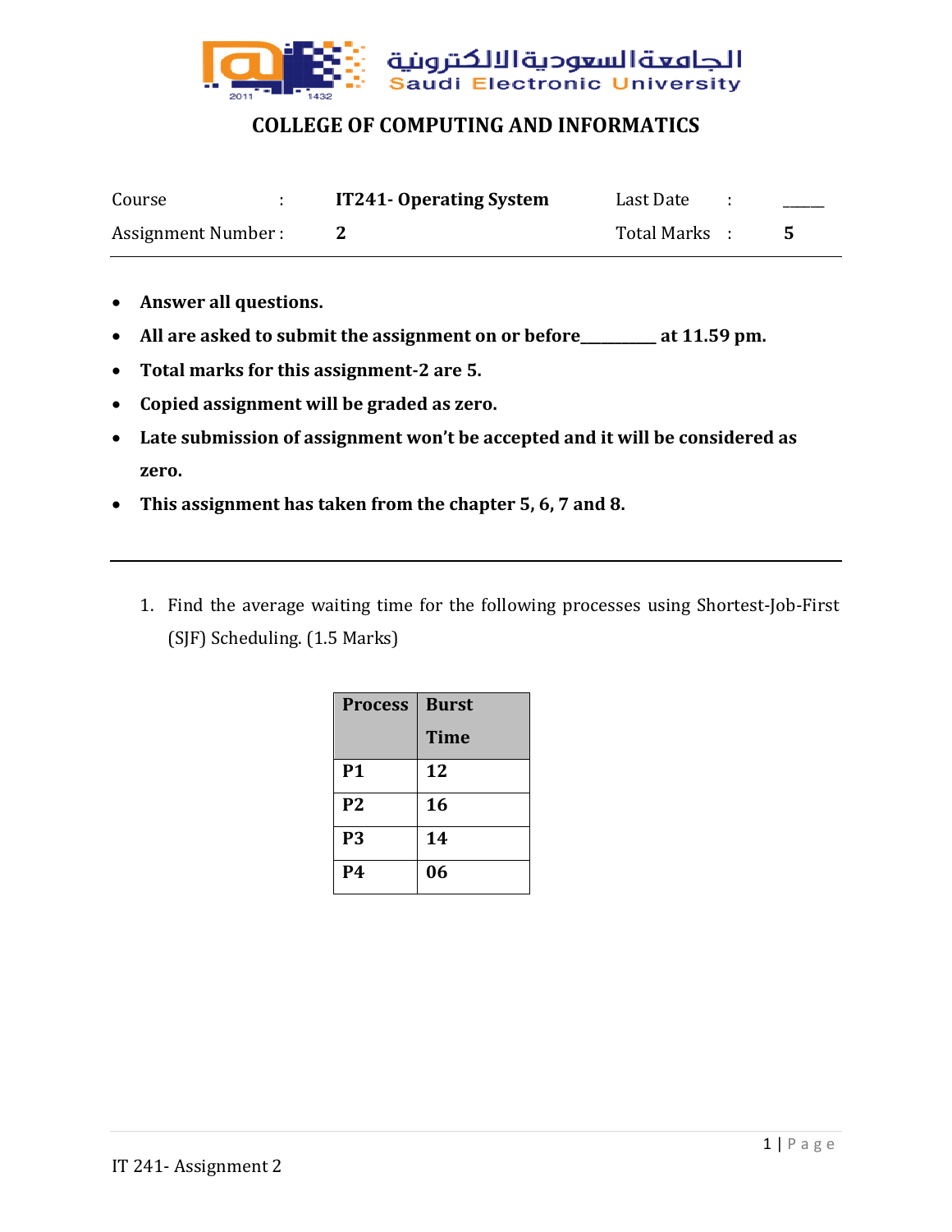الجامعة السعودية الالكترونية
Saudi Electronic University

# COLLEGE OF COMPUTING AND INFORMATICS

| | | | | | |
|---|---|---|---|---|---|
| Course | : | **IT241- Operating System** | Last Date | : | _____ |
| Assignment Number : | | **2** | Total Marks | : | **5** |

- **Answer all questions.**
- **All are asked to submit the assignment on or before_________ at 11.59 pm.**
- **Total marks for this assignment-2 are 5.**
- **Copied assignment will be graded as zero.**
- **Late submission of assignment won't be accepted and it will be considered as zero.**
- **This assignment has taken from the chapter 5, 6, 7 and 8.**

---

1. Find the average waiting time for the following processes using Shortest-Job-First (SJF) Scheduling. (1.5 Marks)

| Process | Burst Time |
|---|---|
| **P1** | **12** |
| **P2** | **16** |
| **P3** | **14** |
| **P4** | **06** |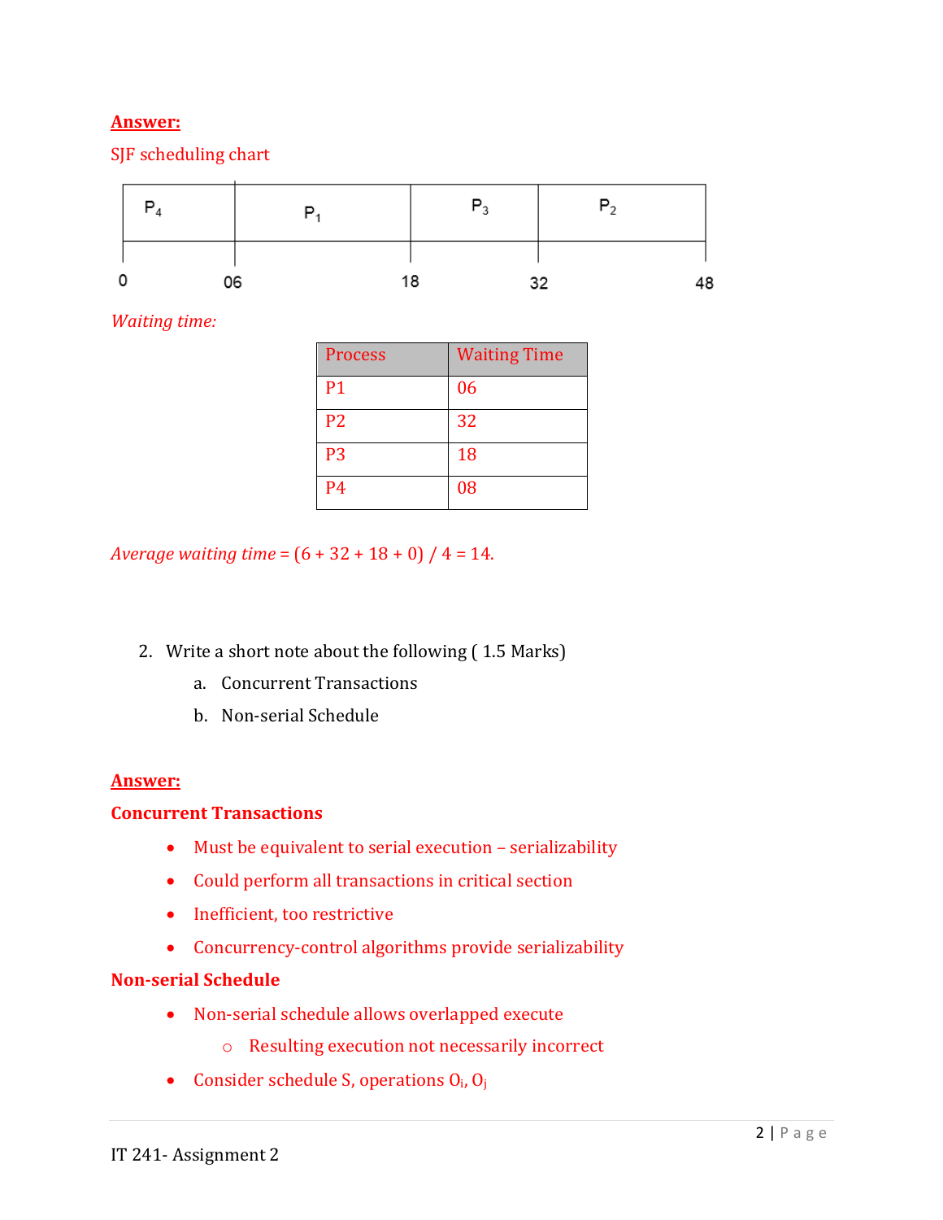**Answer:**

SJF scheduling chart

$P_4$ $P_1$ $P_3$ $P_2$

0 06 18 32 48

*Waiting time:*

| Process | Waiting Time |
|---|---|
| P1 | 06 |
| P2 | 32 |
| P3 | 18 |
| P4 | 08 |

*Average waiting time* = (6 + 32 + 18 + 0) / 4 = 14.

2. Write a short note about the following ( 1.5 Marks)
    a. Concurrent Transactions
    b. Non-serial Schedule

**Answer:**

**Concurrent Transactions**

- Must be equivalent to serial execution – serializability
- Could perform all transactions in critical section
- Inefficient, too restrictive
- Concurrency-control algorithms provide serializability

**Non-serial Schedule**

- Non-serial schedule allows overlapped execute
    - Resulting execution not necessarily incorrect
- Consider schedule S, operations $O_i$, $O_j$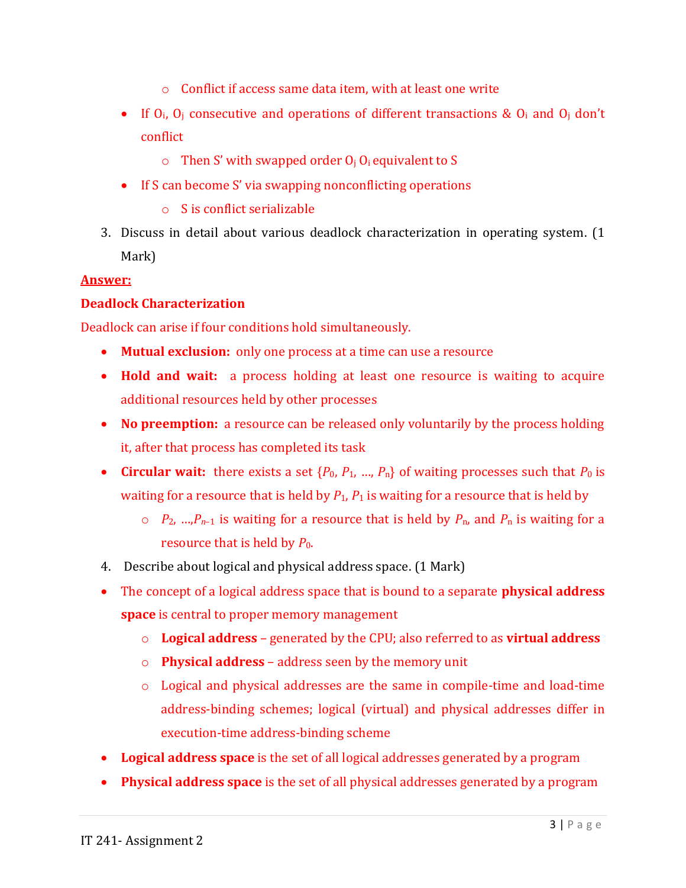- Conflict if access same data item, with at least one write

- If $O_i$, $O_j$ consecutive and operations of different transactions & $O_i$ and $O_j$ don't conflict
    - Then S' with swapped order $O_j$ $O_i$ equivalent to S
- If S can become S' via swapping nonconflicting operations
    - S is conflict serializable

3. Discuss in detail about various deadlock characterization in operating system. (1 Mark)

**Answer:**

**Deadlock Characterization**

Deadlock can arise if four conditions hold simultaneously.

- **Mutual exclusion:** only one process at a time can use a resource
- **Hold and wait:** a process holding at least one resource is waiting to acquire additional resources held by other processes
- **No preemption:** a resource can be released only voluntarily by the process holding it, after that process has completed its task
- **Circular wait:** there exists a set $\{P_0, P_1, \ldots, P_n\}$ of waiting processes such that $P_0$ is waiting for a resource that is held by $P_1$, $P_1$ is waiting for a resource that is held by
    - $P_2, \ldots, P_{n-1}$ is waiting for a resource that is held by $P_n$, and $P_n$ is waiting for a resource that is held by $P_0$.

4. Describe about logical and physical address space. (1 Mark)

- The concept of a logical address space that is bound to a separate **physical address space** is central to proper memory management
    - **Logical address** – generated by the CPU; also referred to as **virtual address**
    - **Physical address** – address seen by the memory unit
    - Logical and physical addresses are the same in compile-time and load-time address-binding schemes; logical (virtual) and physical addresses differ in execution-time address-binding scheme
- **Logical address space** is the set of all logical addresses generated by a program
- **Physical address space** is the set of all physical addresses generated by a program